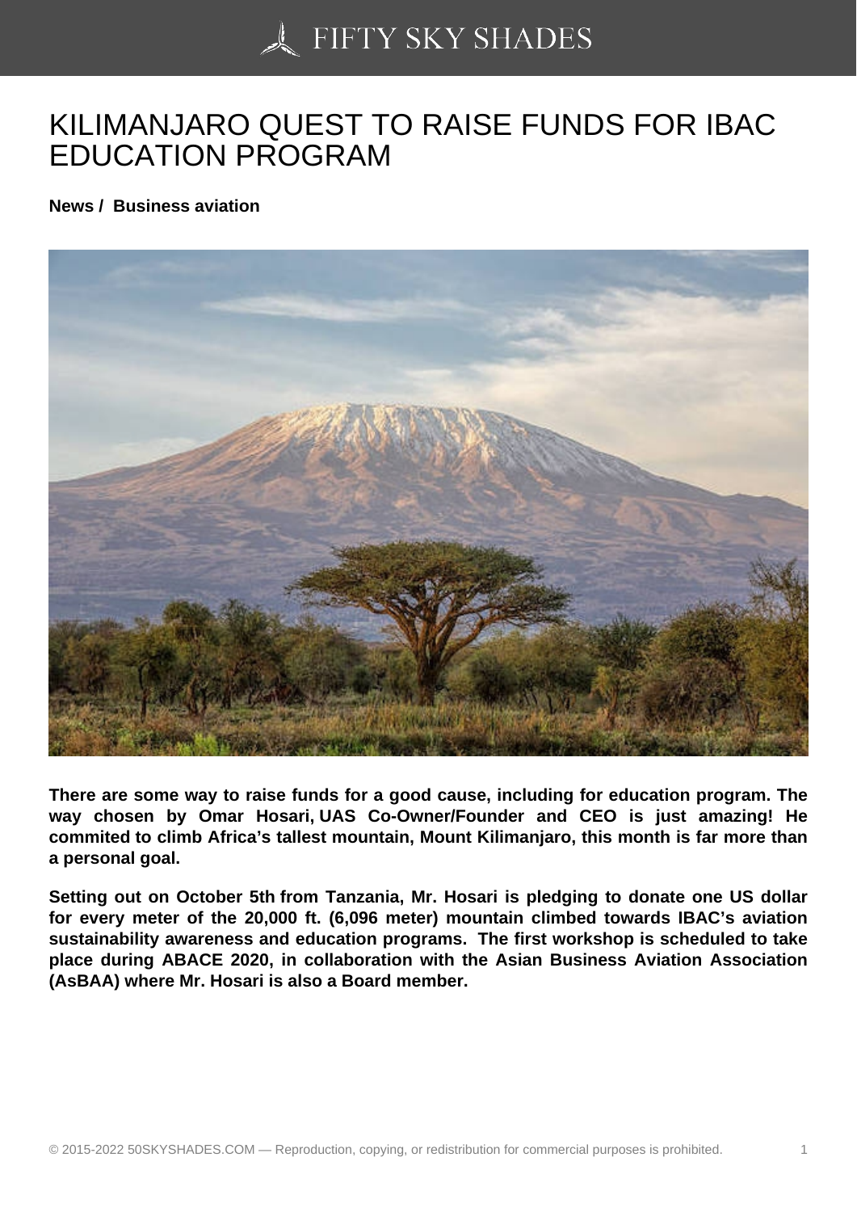# KILIMANJARO QUEST TO RAISE FUNDS FOR IBAC EDUCATION PROGRAM

**News / Business aviation**

**There are some way to raise funds for a good cause, including for education program. The way chosen by Omar Hosari, UAS Co-Owner/Founder and CEO is just amazing! He commited to climb Africa's tallest mountain, Mount Kilimanjaro, this month is far more than a personal goal.**

**Setting out on October 5th from Tanzania, Mr. Hosari is pledging to donate one US dollar for every meter of the 20,000 ft. (6,096 meter) mountain climbed towards IBAC's aviation sustainability awareness and education programs. The first workshop is scheduled to take place during ABACE 2020, in collaboration with the Asian Business Aviation Association (AsBAA) where Mr. Hosari is also a Board member.**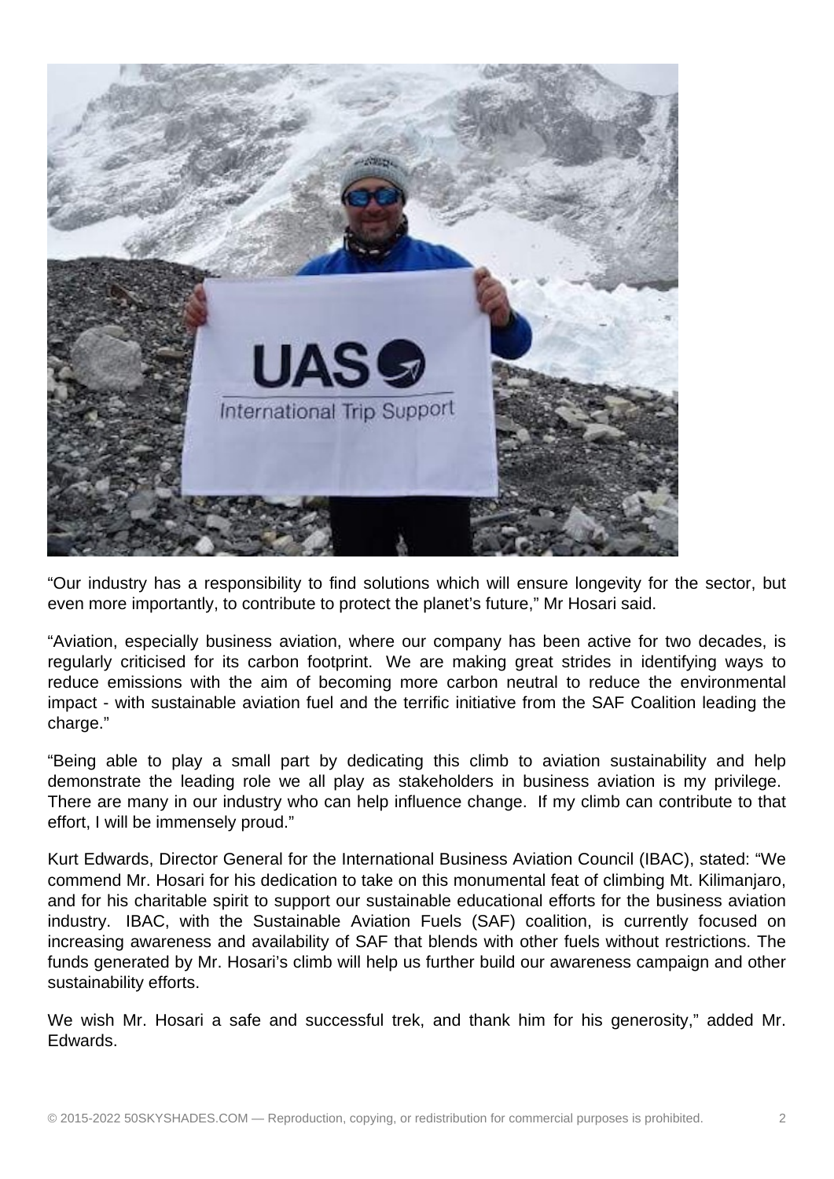"Our industry has a responsibility to find solutions which will ensure longevity for the sector, but even more importantly, to contribute to protect the planet's future," Mr Hosari said.

"Aviation, especially business aviation, where our company has been active for two decades, is regularly criticised for its carbon footprint. We are making great strides in identifying ways to reduce emissions with the aim of becoming more carbon neutral to reduce the environmental impact - with sustainable aviation fuel and the terrific initiative from the SAF Coalition leading the charge."

"Being able to play a small part by dedicating this climb to aviation sustainability and help demonstrate the leading role we all play as stakeholders in business aviation is my privilege. There are many in our industry who can help influence change. If my climb can contribute to that effort, I will be immensely proud."

Kurt Edwards, Director General for the International Business Aviation Council (IBAC), stated: "We commend Mr. Hosari for his dedication to take on this monumental feat of climbing Mt. Kilimanjaro, and for his charitable spirit to support our sustainable educational efforts for the business aviation industry. IBAC, with the Sustainable Aviation Fuels (SAF) coalition, is currently focused on increasing awareness and availability of SAF that blends with other fuels without restrictions. The funds generated by Mr. Hosari's climb will help us further build our awareness campaign and other sustainability efforts.

We wish Mr. Hosari a safe and successful trek, and thank him for his generosity," added Mr. Edwards.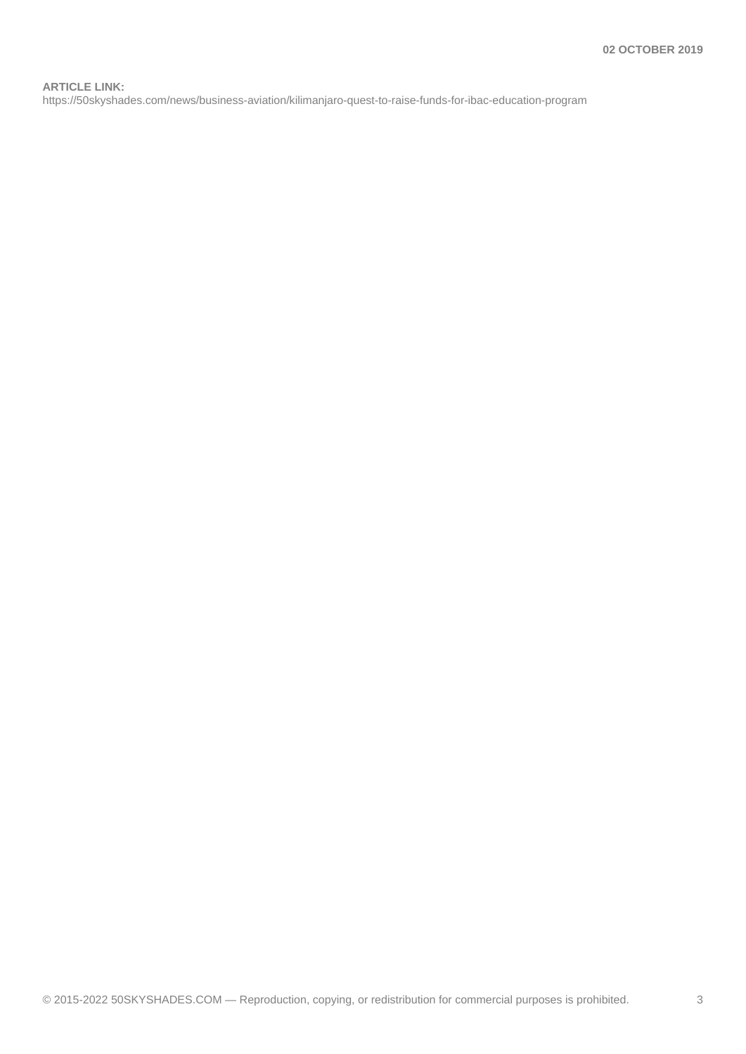**ARTICLE LINK:**
https://50skyshades.com/news/business-aviation/kilimanjaro-quest-to-raise-funds-for-ibac-education-program